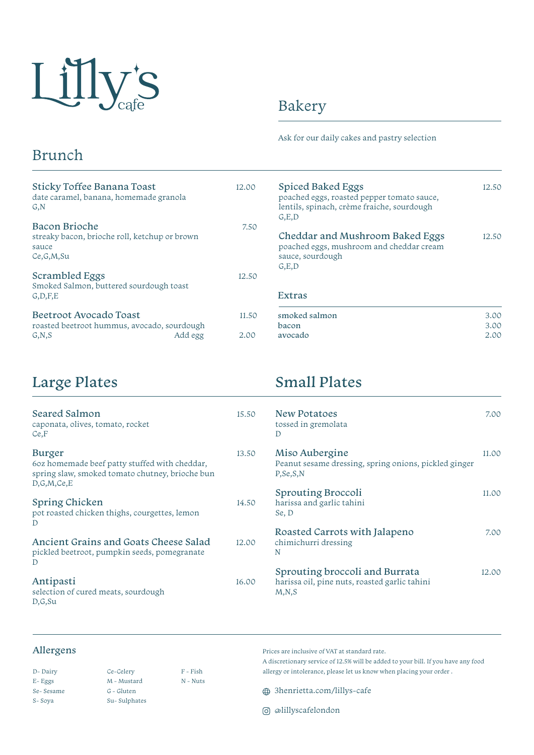# Lilly's cafe

## Bakery

Ask for our daily cakes and pastry selection

## Brunch

**Sticky Toffee Banana Toast** — 12.00
date caramel, banana, homemade granola
G,N

**Bacon Brioche** — 7.50
streaky bacon, brioche roll, ketchup or brown sauce
Ce,G,M,Su

**Scrambled Eggs** — 12.50
Smoked Salmon, buttered sourdough toast
G,D,F,E

**Beetroot Avocado Toast** — 11.50
roasted beetroot hummus, avocado, sourdough
G,N,S
Add egg — 2.00

**Spiced Baked Eggs** — 12.50
poached eggs, roasted pepper tomato sauce, lentils, spinach, crème fraiche, sourdough
G,E,D

**Cheddar and Mushroom Baked Eggs** — 12.50
poached eggs, mushroom and cheddar cream sauce, sourdough
G,E,D

### Extras

| | |
|---|---|
| smoked salmon | 3.00 |
| bacon | 3.00 |
| avocado | 2.00 |

## Large Plates

**Seared Salmon** — 15.50
caponata, olives, tomato, rocket
Ce,F

**Burger** — 13.50
6oz homemade beef patty stuffed with cheddar, spring slaw, smoked tomato chutney, brioche bun
D,G,M,Ce,E

**Spring Chicken** — 14.50
pot roasted chicken thighs, courgettes, lemon
D

**Ancient Grains and Goats Cheese Salad** — 12.00
pickled beetroot, pumpkin seeds, pomegranate
D

**Antipasti** — 16.00
selection of cured meats, sourdough
D,G,Su

## Small Plates

**New Potatoes** — 7.00
tossed in gremolata
D

**Miso Aubergine** — 11.00
Peanut sesame dressing, spring onions, pickled ginger
P,Se,S,N

**Sprouting Broccoli** — 11.00
harissa and garlic tahini
Se, D

**Roasted Carrots with Jalapeno** — 7.00
chimichurri dressing
N

**Sprouting broccoli and Burrata** — 12.00
harissa oil, pine nuts, roasted garlic tahini
M,N,S

## Allergens

- D- Dairy
- E- Eggs
- Se- Sesame
- S- Soya
- Ce-Celery
- M - Mustard
- G - Gluten
- Su- Sulphates
- F - Fish
- N - Nuts

Prices are inclusive of VAT at standard rate.
A discretionary service of 12.5% will be added to your bill. If you have any food allergy or intolerance, please let us know when placing your order .

3henrietta.com/lillys-cafe

@lillyscafelondon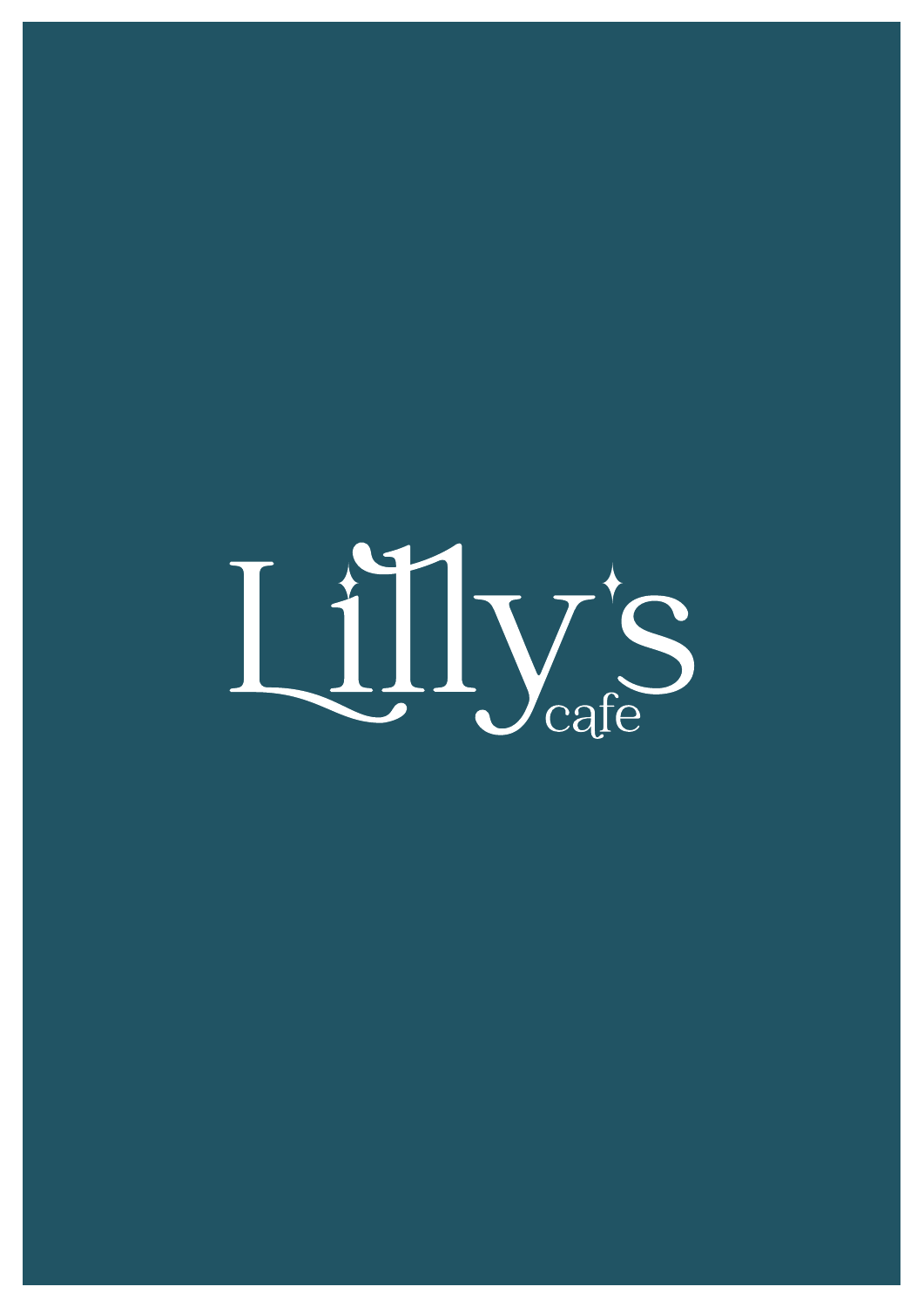# Lilly's cafe